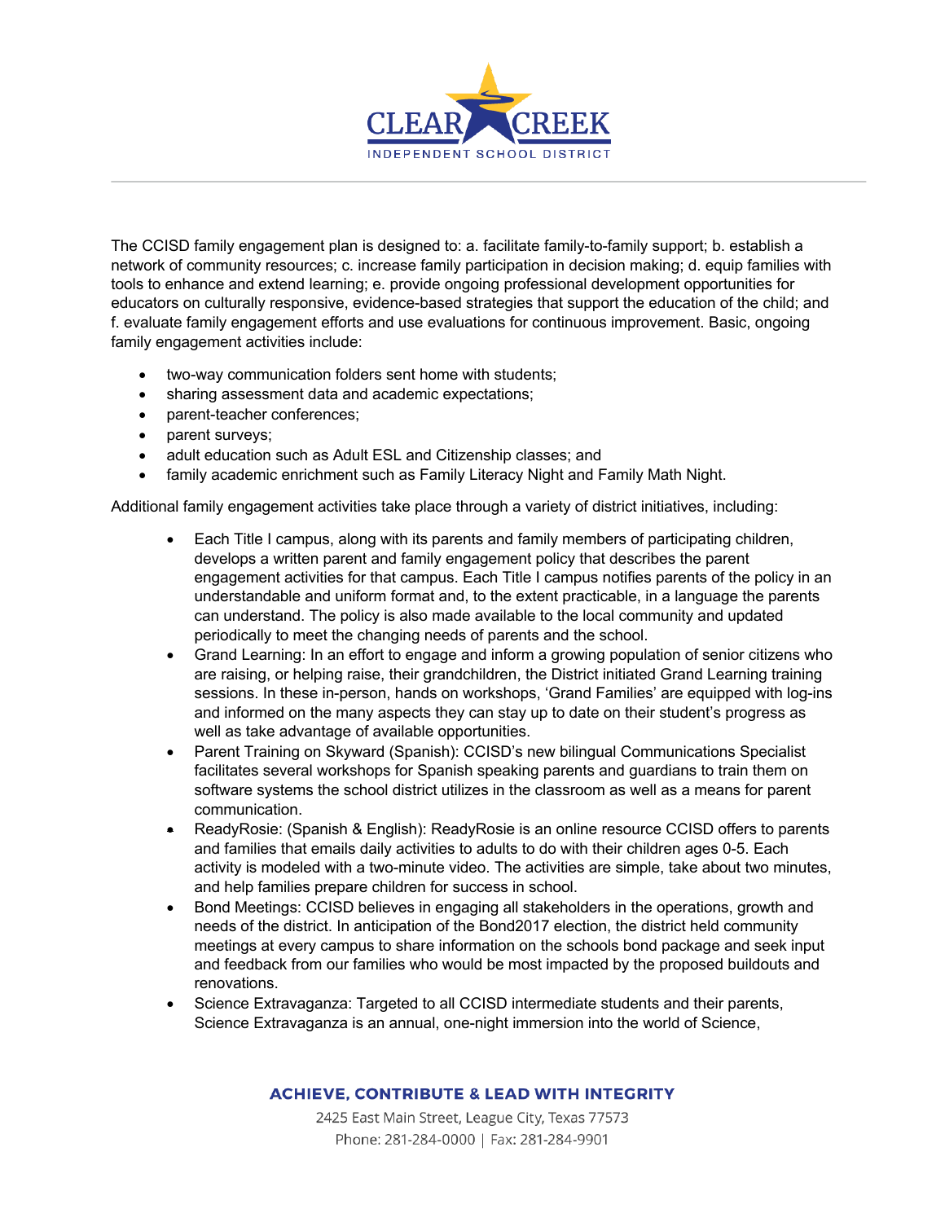The CCISD family engagement plan is designed to: a. facilitate family-to-family support; b. establish a network of community resources; c. increase family participation in decision making; d. equip families with tools to enhance and extend learning; e. provide ongoing professional development opportunities for educators on culturally responsive, evidence-based strategies that support the education of the child; and f. evaluate family engagement efforts and use evaluations for continuous improvement. Basic, ongoing family engagement activities include:

- two-way communication folders sent home with students;
- sharing assessment data and academic expectations;
- parent-teacher conferences;
- parent surveys;
- adult education such as Adult ESL and Citizenship classes; and
- family academic enrichment such as Family Literacy Night and Family Math Night.

Additional family engagement activities take place through a variety of district initiatives, including:

- Each Title I campus, along with its parents and family members of participating children, develops a written parent and family engagement policy that describes the parent engagement activities for that campus. Each Title I campus notifies parents of the policy in an understandable and uniform format and, to the extent practicable, in a language the parents can understand. The policy is also made available to the local community and updated periodically to meet the changing needs of parents and the school.
- Grand Learning: In an effort to engage and inform a growing population of senior citizens who are raising, or helping raise, their grandchildren, the District initiated Grand Learning training sessions. In these in-person, hands on workshops, 'Grand Families' are equipped with log-ins and informed on the many aspects they can stay up to date on their student's progress as well as take advantage of available opportunities.
- Parent Training on Skyward (Spanish): CCISD's new bilingual Communications Specialist facilitates several workshops for Spanish speaking parents and guardians to train them on software systems the school district utilizes in the classroom as well as a means for parent communication.
- ReadyRosie: (Spanish & English): ReadyRosie is an online resource CCISD offers to parents and families that emails daily activities to adults to do with their children ages 0-5. Each activity is modeled with a two-minute video. The activities are simple, take about two minutes, and help families prepare children for success in school.
- Bond Meetings: CCISD believes in engaging all stakeholders in the operations, growth and needs of the district. In anticipation of the Bond2017 election, the district held community meetings at every campus to share information on the schools bond package and seek input and feedback from our families who would be most impacted by the proposed buildouts and renovations.
- Science Extravaganza: Targeted to all CCISD intermediate students and their parents, Science Extravaganza is an annual, one-night immersion into the world of Science,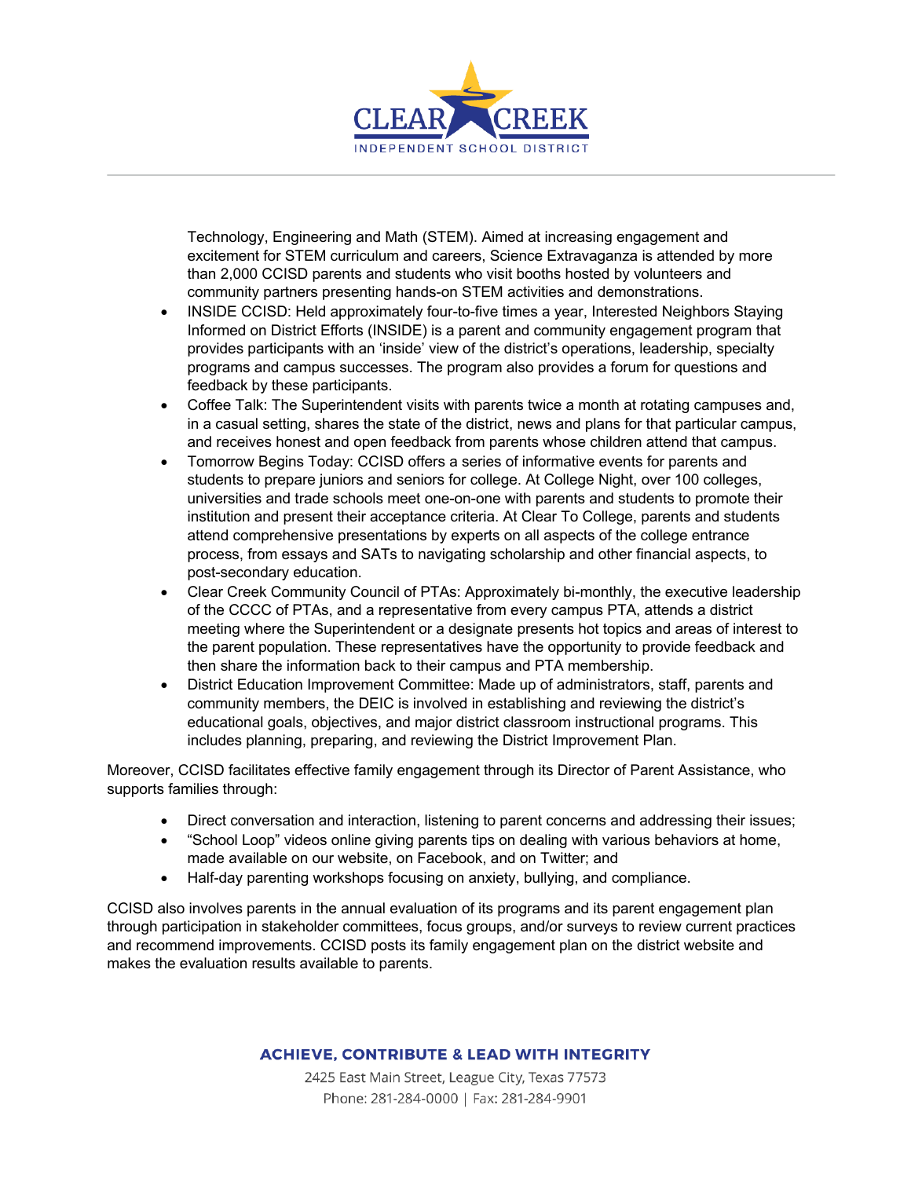Technology, Engineering and Math (STEM). Aimed at increasing engagement and excitement for STEM curriculum and careers, Science Extravaganza is attended by more than 2,000 CCISD parents and students who visit booths hosted by volunteers and community partners presenting hands-on STEM activities and demonstrations.

- INSIDE CCISD: Held approximately four-to-five times a year, Interested Neighbors Staying Informed on District Efforts (INSIDE) is a parent and community engagement program that provides participants with an 'inside' view of the district's operations, leadership, specialty programs and campus successes. The program also provides a forum for questions and feedback by these participants.
- Coffee Talk: The Superintendent visits with parents twice a month at rotating campuses and, in a casual setting, shares the state of the district, news and plans for that particular campus, and receives honest and open feedback from parents whose children attend that campus.
- Tomorrow Begins Today: CCISD offers a series of informative events for parents and students to prepare juniors and seniors for college. At College Night, over 100 colleges, universities and trade schools meet one-on-one with parents and students to promote their institution and present their acceptance criteria. At Clear To College, parents and students attend comprehensive presentations by experts on all aspects of the college entrance process, from essays and SATs to navigating scholarship and other financial aspects, to post-secondary education.
- Clear Creek Community Council of PTAs: Approximately bi-monthly, the executive leadership of the CCCC of PTAs, and a representative from every campus PTA, attends a district meeting where the Superintendent or a designate presents hot topics and areas of interest to the parent population. These representatives have the opportunity to provide feedback and then share the information back to their campus and PTA membership.
- District Education Improvement Committee: Made up of administrators, staff, parents and community members, the DEIC is involved in establishing and reviewing the district's educational goals, objectives, and major district classroom instructional programs. This includes planning, preparing, and reviewing the District Improvement Plan.

Moreover, CCISD facilitates effective family engagement through its Director of Parent Assistance, who supports families through:

- Direct conversation and interaction, listening to parent concerns and addressing their issues;
- "School Loop" videos online giving parents tips on dealing with various behaviors at home, made available on our website, on Facebook, and on Twitter; and
- Half-day parenting workshops focusing on anxiety, bullying, and compliance.

CCISD also involves parents in the annual evaluation of its programs and its parent engagement plan through participation in stakeholder committees, focus groups, and/or surveys to review current practices and recommend improvements. CCISD posts its family engagement plan on the district website and makes the evaluation results available to parents.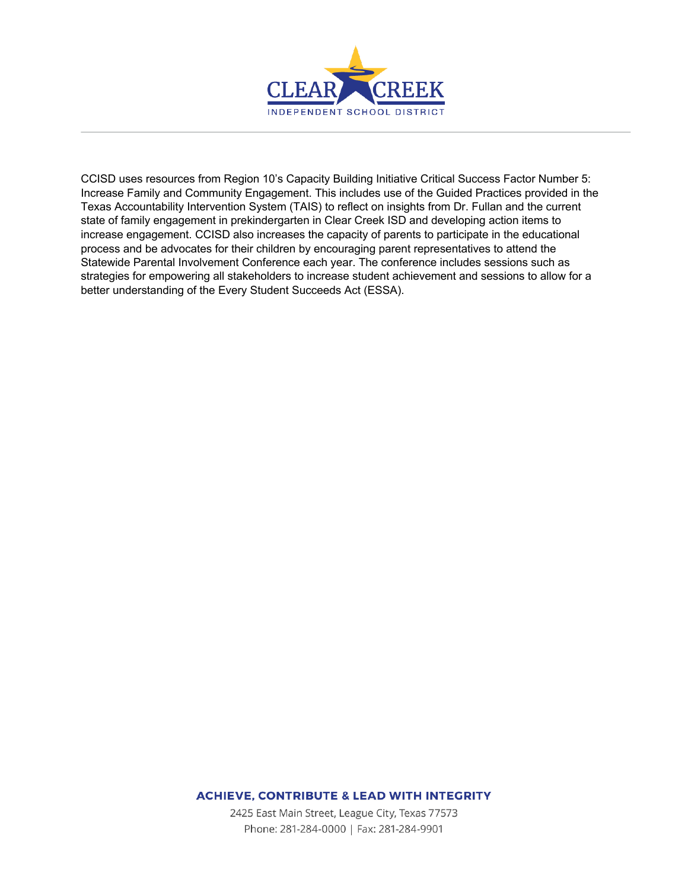CCISD uses resources from Region 10's Capacity Building Initiative Critical Success Factor Number 5: Increase Family and Community Engagement. This includes use of the Guided Practices provided in the Texas Accountability Intervention System (TAIS) to reflect on insights from Dr. Fullan and the current state of family engagement in prekindergarten in Clear Creek ISD and developing action items to increase engagement. CCISD also increases the capacity of parents to participate in the educational process and be advocates for their children by encouraging parent representatives to attend the Statewide Parental Involvement Conference each year. The conference includes sessions such as strategies for empowering all stakeholders to increase student achievement and sessions to allow for a better understanding of the Every Student Succeeds Act (ESSA).